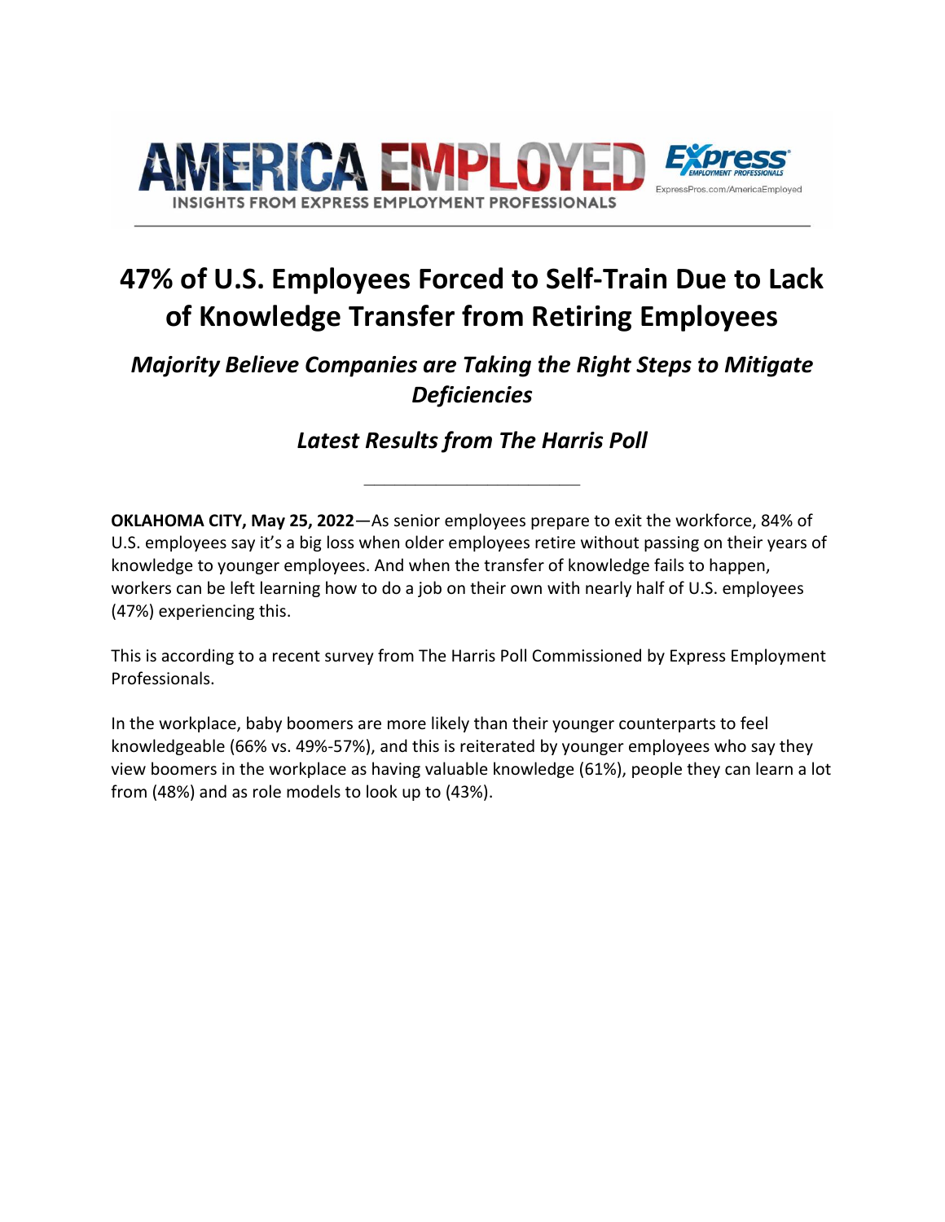# 47% of U.S. Employees Forced to Self-Train Due to Lack of Knowledge Transfer from Retiring Employees

## *Majority Believe Companies are Taking the Right Steps to Mitigate Deficiencies*

### *Latest Results from The Harris Poll*

---

**OKLAHOMA CITY, May 25, 2022**—As senior employees prepare to exit the workforce, 84% of U.S. employees say it's a big loss when older employees retire without passing on their years of knowledge to younger employees. And when the transfer of knowledge fails to happen, workers can be left learning how to do a job on their own with nearly half of U.S. employees (47%) experiencing this.

This is according to a recent survey from The Harris Poll Commissioned by Express Employment Professionals.

In the workplace, baby boomers are more likely than their younger counterparts to feel knowledgeable (66% vs. 49%-57%), and this is reiterated by younger employees who say they view boomers in the workplace as having valuable knowledge (61%), people they can learn a lot from (48%) and as role models to look up to (43%).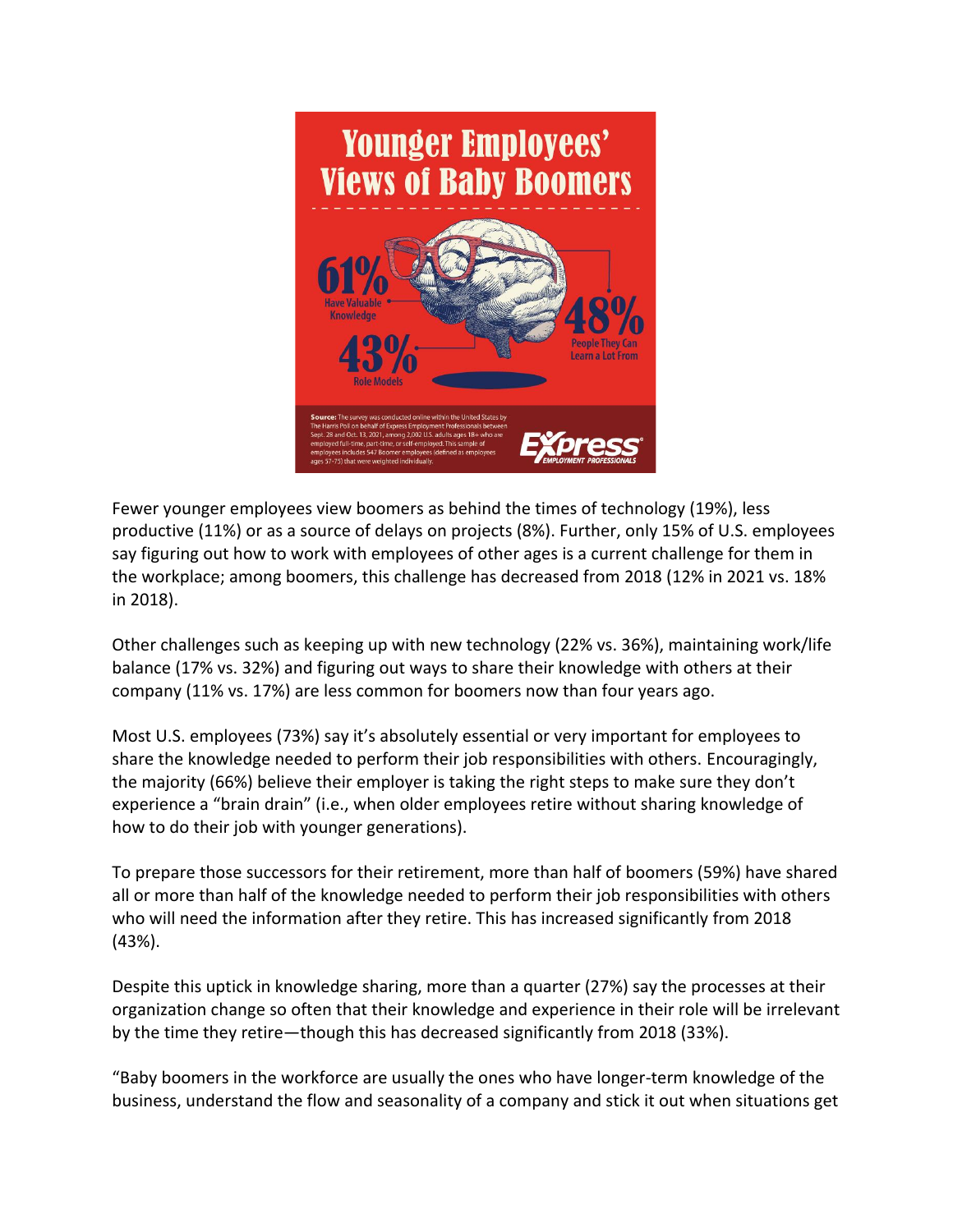## Younger Employees' Views of Baby Boomers

**61%** Have Valuable Knowledge

**48%** People They Can Learn a Lot From

**43%** Role Models

**Source:** The survey was conducted online within the United States by The Harris Poll on behalf of Express Employment Professionals between Sept. 28 and Oct. 13, 2021, among 2,002 U.S. adults ages 18+ who are employed full-time, part-time, or self-employed. This sample of employees includes 547 Boomer employees (defined as employees ages 57-75) that were weighted individually.

Express Employment Professionals

Fewer younger employees view boomers as behind the times of technology (19%), less productive (11%) or as a source of delays on projects (8%). Further, only 15% of U.S. employees say figuring out how to work with employees of other ages is a current challenge for them in the workplace; among boomers, this challenge has decreased from 2018 (12% in 2021 vs. 18% in 2018).

Other challenges such as keeping up with new technology (22% vs. 36%), maintaining work/life balance (17% vs. 32%) and figuring out ways to share their knowledge with others at their company (11% vs. 17%) are less common for boomers now than four years ago.

Most U.S. employees (73%) say it's absolutely essential or very important for employees to share the knowledge needed to perform their job responsibilities with others. Encouragingly, the majority (66%) believe their employer is taking the right steps to make sure they don't experience a "brain drain" (i.e., when older employees retire without sharing knowledge of how to do their job with younger generations).

To prepare those successors for their retirement, more than half of boomers (59%) have shared all or more than half of the knowledge needed to perform their job responsibilities with others who will need the information after they retire. This has increased significantly from 2018 (43%).

Despite this uptick in knowledge sharing, more than a quarter (27%) say the processes at their organization change so often that their knowledge and experience in their role will be irrelevant by the time they retire—though this has decreased significantly from 2018 (33%).

"Baby boomers in the workforce are usually the ones who have longer-term knowledge of the business, understand the flow and seasonality of a company and stick it out when situations get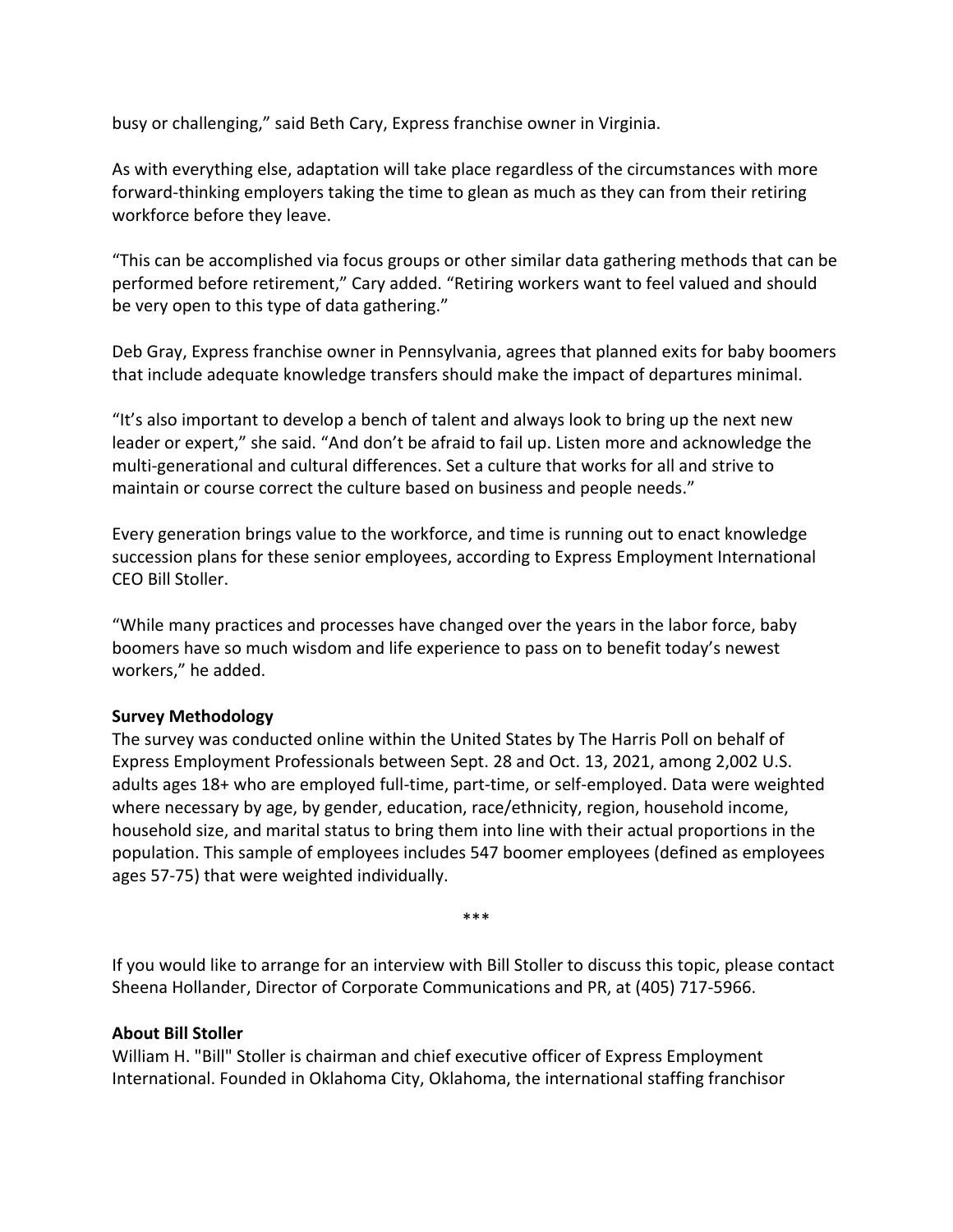busy or challenging," said Beth Cary, Express franchise owner in Virginia.

As with everything else, adaptation will take place regardless of the circumstances with more forward-thinking employers taking the time to glean as much as they can from their retiring workforce before they leave.

"This can be accomplished via focus groups or other similar data gathering methods that can be performed before retirement," Cary added. "Retiring workers want to feel valued and should be very open to this type of data gathering."

Deb Gray, Express franchise owner in Pennsylvania, agrees that planned exits for baby boomers that include adequate knowledge transfers should make the impact of departures minimal.

"It's also important to develop a bench of talent and always look to bring up the next new leader or expert," she said. "And don't be afraid to fail up. Listen more and acknowledge the multi-generational and cultural differences. Set a culture that works for all and strive to maintain or course correct the culture based on business and people needs."

Every generation brings value to the workforce, and time is running out to enact knowledge succession plans for these senior employees, according to Express Employment International CEO Bill Stoller.

"While many practices and processes have changed over the years in the labor force, baby boomers have so much wisdom and life experience to pass on to benefit today's newest workers," he added.

**Survey Methodology**
The survey was conducted online within the United States by The Harris Poll on behalf of Express Employment Professionals between Sept. 28 and Oct. 13, 2021, among 2,002 U.S. adults ages 18+ who are employed full-time, part-time, or self-employed. Data were weighted where necessary by age, by gender, education, race/ethnicity, region, household income, household size, and marital status to bring them into line with their actual proportions in the population. This sample of employees includes 547 boomer employees (defined as employees ages 57-75) that were weighted individually.

***

If you would like to arrange for an interview with Bill Stoller to discuss this topic, please contact Sheena Hollander, Director of Corporate Communications and PR, at (405) 717-5966.

**About Bill Stoller**
William H. "Bill" Stoller is chairman and chief executive officer of Express Employment International. Founded in Oklahoma City, Oklahoma, the international staffing franchisor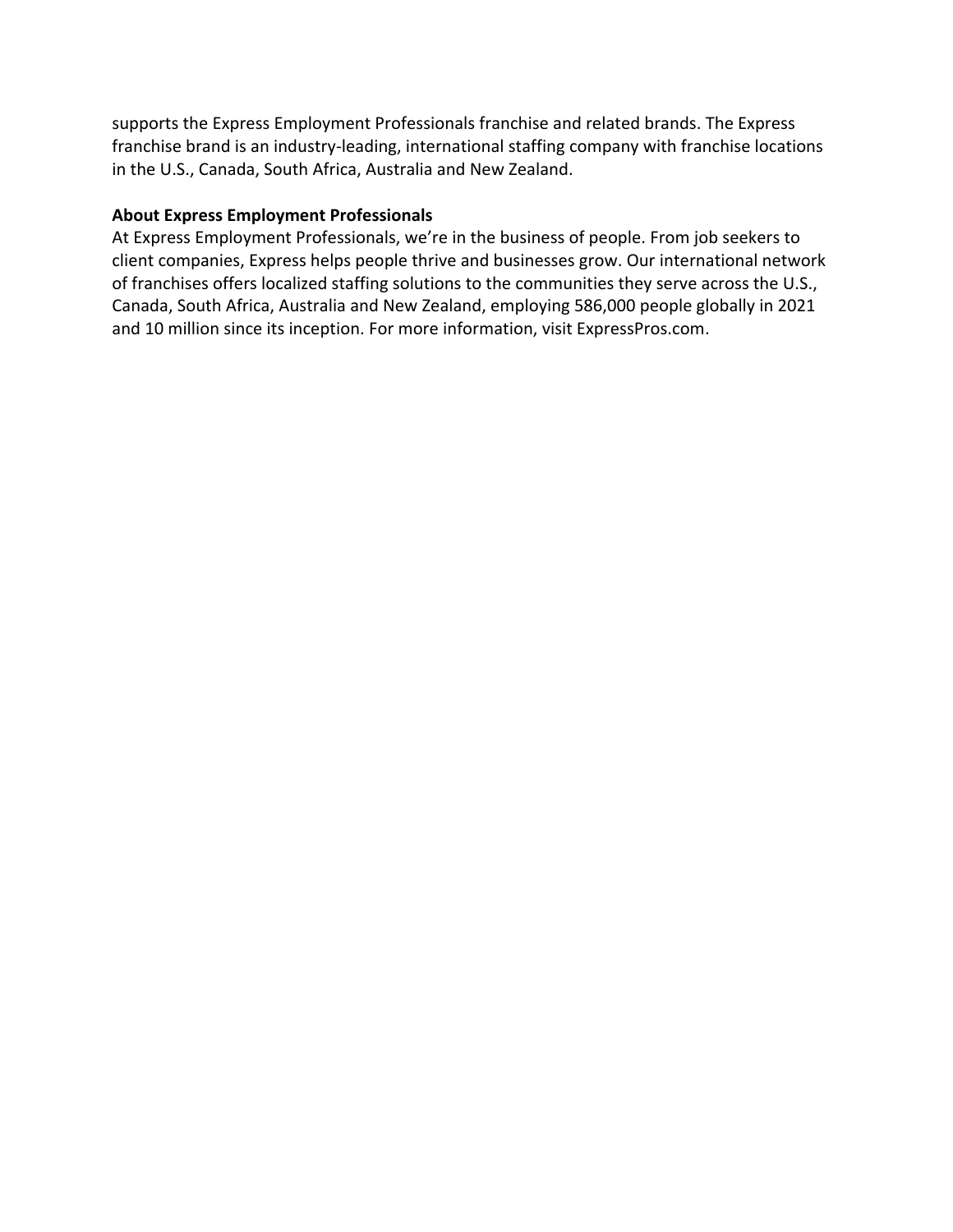supports the Express Employment Professionals franchise and related brands. The Express franchise brand is an industry-leading, international staffing company with franchise locations in the U.S., Canada, South Africa, Australia and New Zealand.

**About Express Employment Professionals**

At Express Employment Professionals, we're in the business of people. From job seekers to client companies, Express helps people thrive and businesses grow. Our international network of franchises offers localized staffing solutions to the communities they serve across the U.S., Canada, South Africa, Australia and New Zealand, employing 586,000 people globally in 2021 and 10 million since its inception. For more information, visit ExpressPros.com.